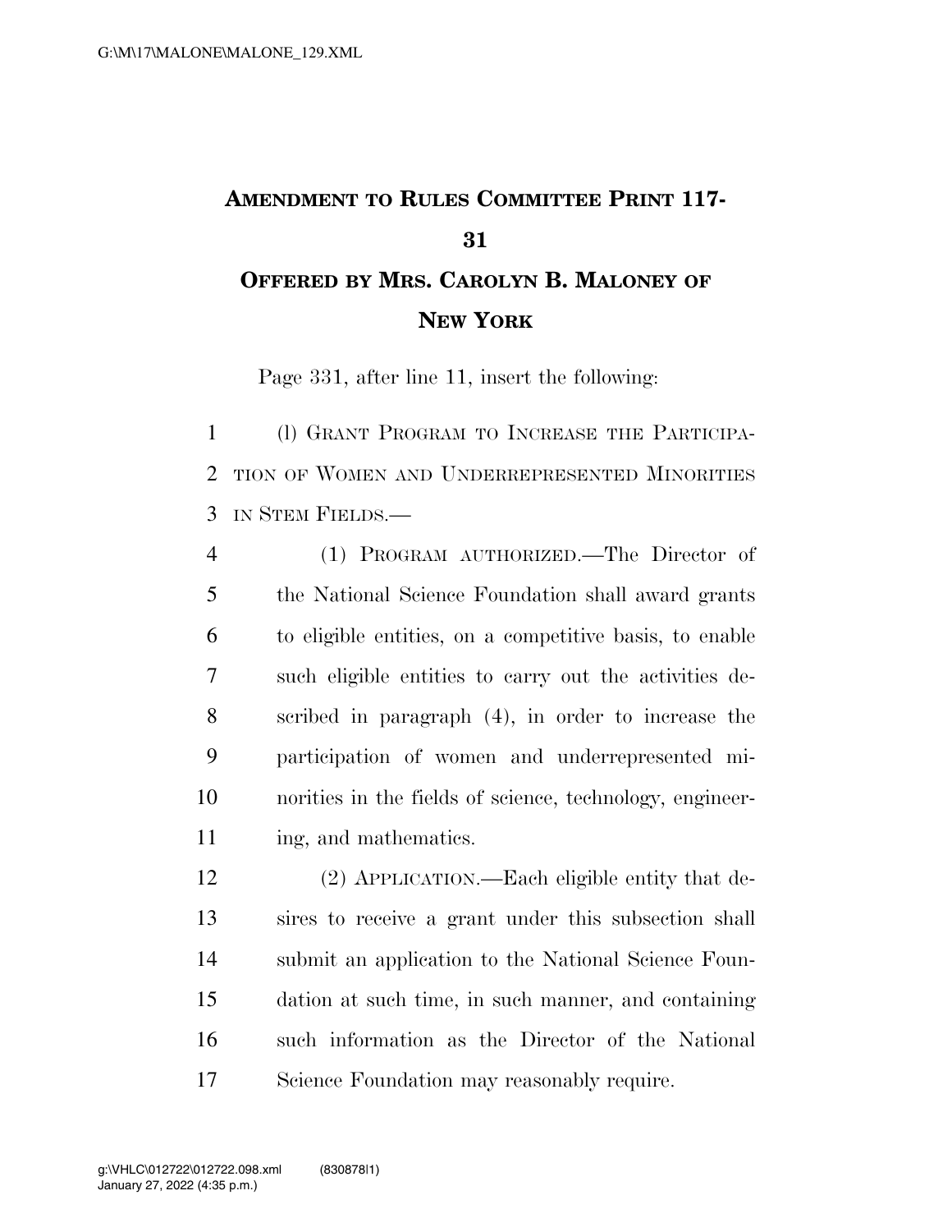# AMENDMENT TO RULES COMMITTEE PRINT 117-31

## OFFERED BY MRS. CAROLYN B. MALONEY OF NEW YORK

Page 331, after line 11, insert the following:

(l) GRANT PROGRAM TO INCREASE THE PARTICIPATION OF WOMEN AND UNDERREPRESENTED MINORITIES IN STEM FIELDS.—

(1) PROGRAM AUTHORIZED.—The Director of the National Science Foundation shall award grants to eligible entities, on a competitive basis, to enable such eligible entities to carry out the activities described in paragraph (4), in order to increase the participation of women and underrepresented minorities in the fields of science, technology, engineering, and mathematics.

(2) APPLICATION.—Each eligible entity that desires to receive a grant under this subsection shall submit an application to the National Science Foundation at such time, in such manner, and containing such information as the Director of the National Science Foundation may reasonably require.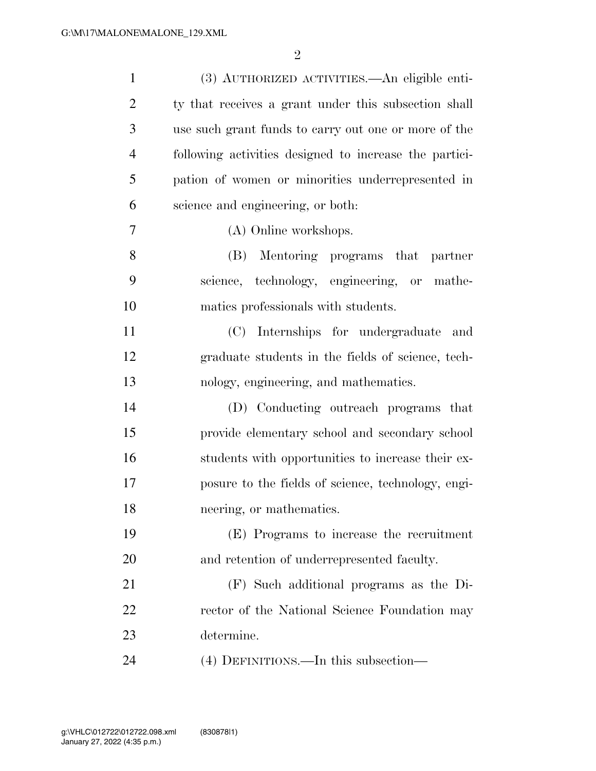(3) AUTHORIZED ACTIVITIES.—An eligible entity that receives a grant under this subsection shall use such grant funds to carry out one or more of the following activities designed to increase the participation of women or minorities underrepresented in science and engineering, or both:

(A) Online workshops.

(B) Mentoring programs that partner science, technology, engineering, or mathematics professionals with students.

(C) Internships for undergraduate and graduate students in the fields of science, technology, engineering, and mathematics.

(D) Conducting outreach programs that provide elementary school and secondary school students with opportunities to increase their exposure to the fields of science, technology, engineering, or mathematics.

(E) Programs to increase the recruitment and retention of underrepresented faculty.

(F) Such additional programs as the Director of the National Science Foundation may determine.

(4) DEFINITIONS.—In this subsection—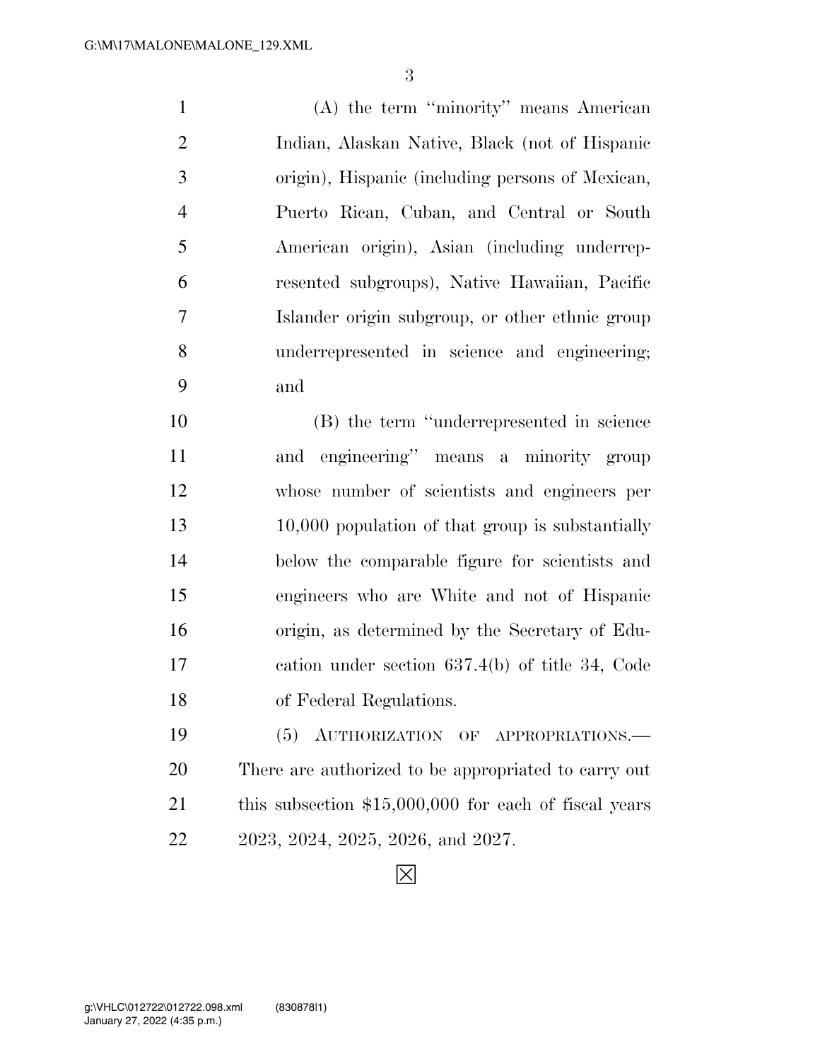(A) the term "minority" means American Indian, Alaskan Native, Black (not of Hispanic origin), Hispanic (including persons of Mexican, Puerto Rican, Cuban, and Central or South American origin), Asian (including underrepresented subgroups), Native Hawaiian, Pacific Islander origin subgroup, or other ethnic group underrepresented in science and engineering; and

(B) the term "underrepresented in science and engineering" means a minority group whose number of scientists and engineers per 10,000 population of that group is substantially below the comparable figure for scientists and engineers who are White and not of Hispanic origin, as determined by the Secretary of Education under section 637.4(b) of title 34, Code of Federal Regulations.

(5) AUTHORIZATION OF APPROPRIATIONS.— There are authorized to be appropriated to carry out this subsection $15,000,000 for each of fiscal years 2023, 2024, 2025, 2026, and 2027.

☒